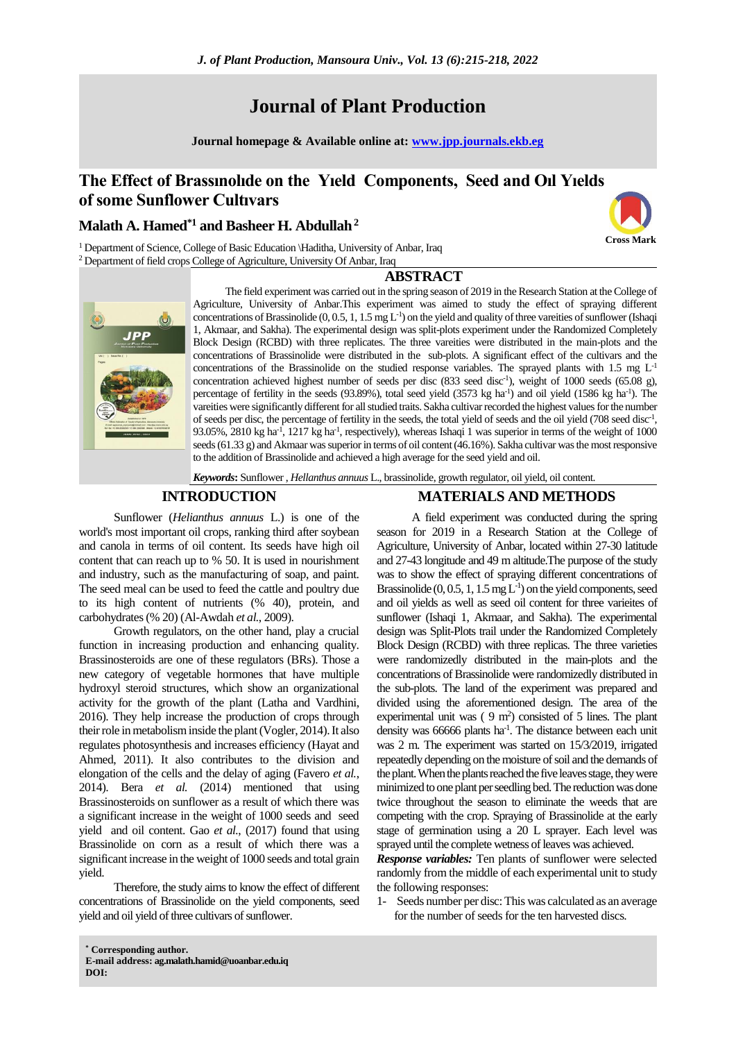# Journal of Plant Production

**Journal homepage & Available online at: www.jpp.journals.ekb.eg**

# The Effect of Brassınolıde on the Yıeld Components, Seed and Oıl Yıelds of some Sunflower Cultıvars

## Malath A. Hamed[*1] and Basheer H. Abdullah[2]

[1] Department of Science, College of Basic Education \Haditha, University of Anbar, Iraq
[2] Department of field crops College of Agriculture, University Of Anbar, Iraq

## ABSTRACT

The field experiment was carried out in the spring season of 2019 in the Research Station at the College of Agriculture, University of Anbar.This experiment was aimed to study the effect of spraying different concentrations of Brassinolide (0, 0.5, 1, 1.5 mg $L^{-1}$) on the yield and quality of three vareities of sunflower (Ishaqi 1, Akmaar, and Sakha). The experimental design was split-plots experiment under the Randomized Completely Block Design (RCBD) with three replicates. The three vareities were distributed in the main-plots and the concentrations of Brassinolide were distributed in the sub-plots. A significant effect of the cultivars and the concentrations of the Brassinolide on the studied response variables. The sprayed plants with 1.5 mg $L^{-1}$ concentration achieved highest number of seeds per disc (833 seed $disc^{-1}$), weight of 1000 seeds (65.08 g), percentage of fertility in the seeds (93.89%), total seed yield (3573 kg $ha^{-1}$) and oil yield (1586 kg $ha^{-1}$). The varieties were significantly different for all studied traits. Sakha cultivar recorded the highest values for the number of seeds per disc, the percentage of fertility in the seeds, the total yield of seeds and the oil yield (708 seed $disc^{-1}$, 93.05%, 2810 kg $ha^{-1}$, 1217 kg $ha^{-1}$, respectively), whereas Ishaqi 1 was superior in terms of the weight of 1000 seeds (61.33 g) and Akmaar was superior in terms of oil content (46.16%). Sakha cultivar was the most responsive to the addition of Brassinolide and achieved a high average for the seed yield and oil.

***Keywords*:** Sunflower , *Hellanthus annuus* L., brassinolide, growth regulator, oil yield, oil content.

## INTRODUCTION

Sunflower (*Helianthus annuus* L.) is one of the world's most important oil crops, ranking third after soybean and canola in terms of oil content. Its seeds have high oil content that can reach up to % 50. It is used in nourishment and industry, such as the manufacturing of soap, and paint. The seed meal can be used to feed the cattle and poultry due to its high content of nutrients (% 40), protein, and carbohydrates (% 20) (Al-Awdah *et al.*, 2009).

Growth regulators, on the other hand, play a crucial function in increasing production and enhancing quality. Brassinosteroids are one of these regulators (BRs). Those a new category of vegetable hormones that have multiple hydroxyl steroid structures, which show an organizational activity for the growth of the plant (Latha and Vardhini, 2016). They help increase the production of crops through their role in metabolism inside the plant (Vogler, 2014). It also regulates photosynthesis and increases efficiency (Hayat and Ahmed, 2011). It also contributes to the division and elongation of the cells and the delay of aging (Favero *et al.*, 2014). Bera *et al.* (2014) mentioned that using Brassinosteroids on sunflower as a result of which there was a significant increase in the weight of 1000 seeds and seed yield and oil content. Gao *et al.*, (2017) found that using Brassinolide on corn as a result of which there was a significant increase in the weight of 1000 seeds and total grain yield.

Therefore, the study aims to know the effect of different concentrations of Brassinolide on the yield components, seed yield and oil yield of three cultivars of sunflower.

## MATERIALS AND METHODS

A field experiment was conducted during the spring season for 2019 in a Research Station at the College of Agriculture, University of Anbar, located within 27-30 latitude and 27-43 longitude and 49 m altitude.The purpose of the study was to show the effect of spraying different concentrations of Brassinolide (0, 0.5, 1, 1.5 mg $L^{-1}$) on the yield components, seed and oil yields as well as seed oil content for three varieites of sunflower (Ishaqi 1, Akmaar, and Sakha). The experimental design was Split-Plots trail under the Randomized Completely Block Design (RCBD) with three replicas. The three varieties were randomizedly distributed in the main-plots and the concentrations of Brassinolide were randomizedly distributed in the sub-plots. The land of the experiment was prepared and divided using the aforementioned design. The area of the experimental unit was ( 9 $m^2$) consisted of 5 lines. The plant density was 66666 plants $ha^{-1}$. The distance between each unit was 2 m. The experiment was started on 15/3/2019, irrigated repeatedly depending on the moisture of soil and the demands of the plant. When the plants reached the five leaves stage, they were minimized to one plant per seedling bed. The reduction was done twice throughout the season to eliminate the weeds that are competing with the crop. Spraying of Brassinolide at the early stage of germination using a 20 L sprayer. Each level was sprayed until the complete wetness of leaves was achieved.

***Response variables:*** Ten plants of sunflower were selected randomly from the middle of each experimental unit to study the following responses:

1- Seeds number per disc: This was calculated as an average for the number of seeds for the ten harvested discs.

**\* Corresponding author.**
**E-mail address: ag.malath.hamid@uoanbar.edu.iq**
**DOI:**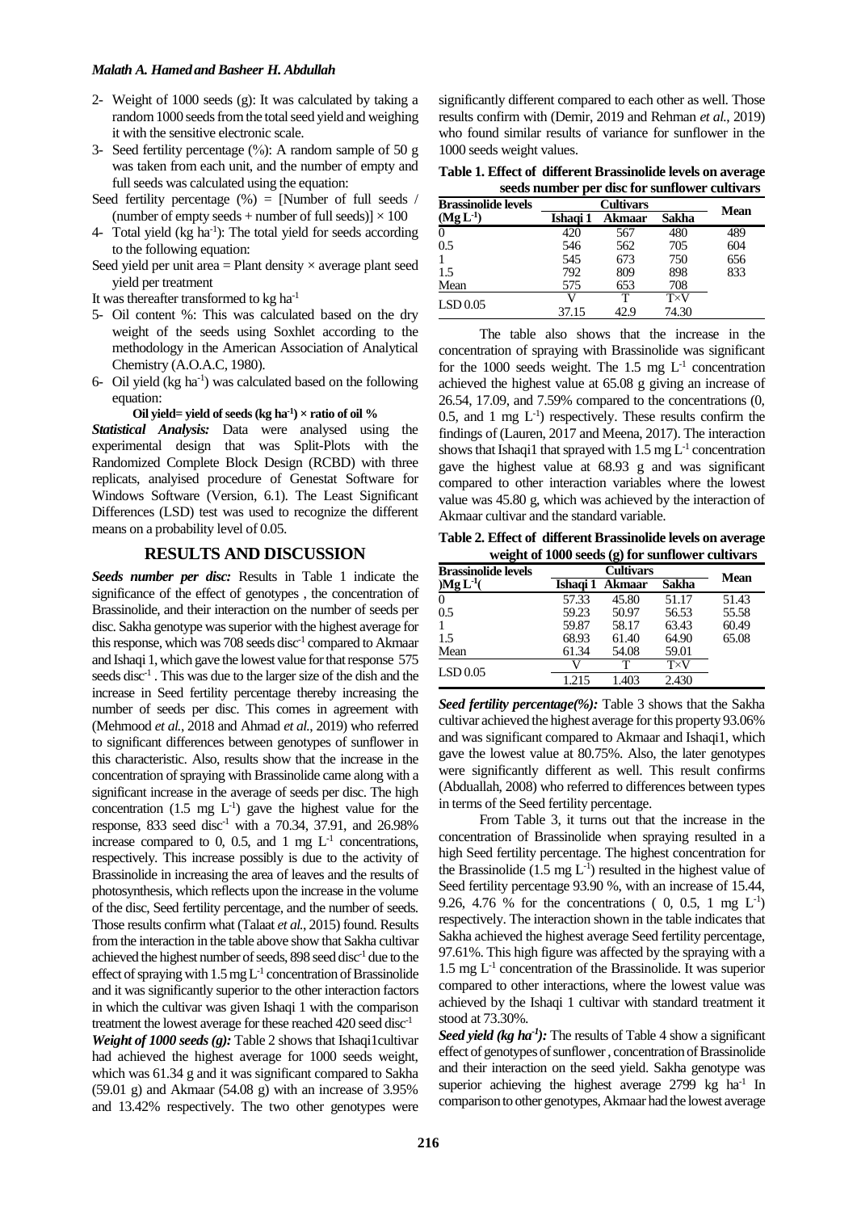2- Weight of 1000 seeds (g): It was calculated by taking a random 1000 seeds from the total seed yield and weighing it with the sensitive electronic scale.

3- Seed fertility percentage (%): A random sample of 50 g was taken from each unit, and the number of empty and full seeds was calculated using the equation:

Seed fertility percentage (%) = [Number of full seeds / (number of empty seeds + number of full seeds)] × 100

4- Total yield (kg $ha^{-1}$): The total yield for seeds according to the following equation:

Seed yield per unit area = Plant density × average plant seed yield per treatment

It was thereafter transformed to kg $ha^{-1}$

5- Oil content %: This was calculated based on the dry weight of the seeds using Soxhlet according to the methodology in the American Association of Analytical Chemistry (A.O.A.C, 1980).

6- Oil yield (kg $ha^{-1}$) was calculated based on the following equation:

**Oil yield= yield of seeds (kg $ha^{-1}$) × ratio of oil %**

***Statistical Analysis:*** Data were analysed using the experimental design that was Split-Plots with the Randomized Complete Block Design (RCBD) with three replicats, analyised procedure of Genestat Software for Windows Software (Version, 6.1). The Least Significant Differences (LSD) test was used to recognize the different means on a probability level of 0.05.

## RESULTS AND DISCUSSION

***Seeds number per disc:*** Results in Table 1 indicate the significance of the effect of genotypes , the concentration of Brassinolide, and their interaction on the number of seeds per disc. Sakha genotype was superior with the highest average for this response, which was 708 seeds $disc^{-1}$ compared to Akmaar and Ishaqi 1, which gave the lowest value for that response 575 seeds $disc^{-1}$ . This was due to the larger size of the dish and the increase in Seed fertility percentage thereby increasing the number of seeds per disc. This comes in agreement with (Mehmood *et al.*, 2018 and Ahmad *et al.*, 2019) who referred to significant differences between genotypes of sunflower in this characteristic. Also, results show that the increase in the concentration of spraying with Brassinolide came along with a significant increase in the average of seeds per disc. The high concentration (1.5 mg $L^{-1}$) gave the highest value for the response, 833 seed $disc^{-1}$ with a 70.34, 37.91, and 26.98% increase compared to 0, 0.5, and 1 mg $L^{-1}$ concentrations, respectively. This increase possibly is due to the activity of Brassinolide in increasing the area of leaves and the results of photosynthesis, which reflects upon the increase in the volume of the disc, Seed fertility percentage, and the number of seeds. Those results confirm what (Talaat *et al.*, 2015) found. Results from the interaction in the table above show that Sakha cultivar achieved the highest number of seeds, 898 seed $disc^{-1}$ due to the effect of spraying with 1.5 mg $L^{-1}$ concentration of Brassinolide and it was significantly superior to the other interaction factors in which the cultivar was given Ishaqi 1 with the comparison treatment the lowest average for these reached 420 seed $disc^{-1}$

***Weight of 1000 seeds (g):*** Table 2 shows that Ishaqi1cultivar had achieved the highest average for 1000 seeds weight, which was 61.34 g and it was significant compared to Sakha (59.01 g) and Akmaar (54.08 g) with an increase of 3.95% and 13.42% respectively. The two other genotypes were significantly different compared to each other as well. Those results confirm with (Demir, 2019 and Rehman *et al.*, 2019) who found similar results of variance for sunflower in the 1000 seeds weight values.

**Table 1. Effect of different Brassinolide levels on average seeds number per disc for sunflower cultivars**

| Brassinolide levels (Mg $L^{-1}$) | Cultivars | | | Mean |
|---|---|---|---|---|
| | Ishaqi 1 | Akmaar | Sakha | |
| 0 | 420 | 567 | 480 | 489 |
| 0.5 | 546 | 562 | 705 | 604 |
| 1 | 545 | 673 | 750 | 656 |
| 1.5 | 792 | 809 | 898 | 833 |
| Mean | 575 | 653 | 708 | |
| LSD 0.05 | V | T | T×V | |
| | 37.15 | 42.9 | 74.30 | |

The table also shows that the increase in the concentration of spraying with Brassinolide was significant for the 1000 seeds weight. The 1.5 mg $L^{-1}$ concentration achieved the highest value at 65.08 g giving an increase of 26.54, 17.09, and 7.59% compared to the concentrations (0, 0.5, and 1 mg $L^{-1}$) respectively. These results confirm the findings of (Lauren, 2017 and Meena, 2017). The interaction shows that Ishaqi1 that sprayed with 1.5 mg $L^{-1}$ concentration gave the highest value at 68.93 g and was significant compared to other interaction variables where the lowest value was 45.80 g, which was achieved by the interaction of Akmaar cultivar and the standard variable.

**Table 2. Effect of different Brassinolide levels on average weight of 1000 seeds (g) for sunflower cultivars**

| Brassinolide levels )Mg $L^{-1}$( | Cultivars | | | Mean |
|---|---|---|---|---|
| | Ishaqi 1 | Akmaar | Sakha | |
| 0 | 57.33 | 45.80 | 51.17 | 51.43 |
| 0.5 | 59.23 | 50.97 | 56.53 | 55.58 |
| 1 | 59.87 | 58.17 | 63.43 | 60.49 |
| 1.5 | 68.93 | 61.40 | 64.90 | 65.08 |
| Mean | 61.34 | 54.08 | 59.01 | |
| LSD 0.05 | V | T | T×V | |
| | 1.215 | 1.403 | 2.430 | |

***Seed fertility percentage(%):*** Table 3 shows that the Sakha cultivar achieved the highest average for this property 93.06% and was significant compared to Akmaar and Ishaqi1, which gave the lowest value at 80.75%. Also, the later genotypes were significantly different as well. This result confirms (Abduallah, 2008) who referred to differences between types in terms of the Seed fertility percentage.

From Table 3, it turns out that the increase in the concentration of Brassinolide when spraying resulted in a high Seed fertility percentage. The highest concentration for the Brassinolide (1.5 mg $L^{-1}$) resulted in the highest value of Seed fertility percentage 93.90 %, with an increase of 15.44, 9.26, 4.76 % for the concentrations ( 0, 0.5, 1 mg $L^{-1}$) respectively. The interaction shown in the table indicates that Sakha achieved the highest average Seed fertility percentage, 97.61%. This high figure was affected by the spraying with a 1.5 mg $L^{-1}$ concentration of the Brassinolide. It was superior compared to other interactions, where the lowest value was achieved by the Ishaqi 1 cultivar with standard treatment it stood at 73.30%.

***Seed yield (kg $ha^{-1}$):*** The results of Table 4 show a significant effect of genotypes of sunflower , concentration of Brassinolide and their interaction on the seed yield. Sakha genotype was superior achieving the highest average 2799 kg $ha^{-1}$ In comparison to other genotypes, Akmaar had the lowest average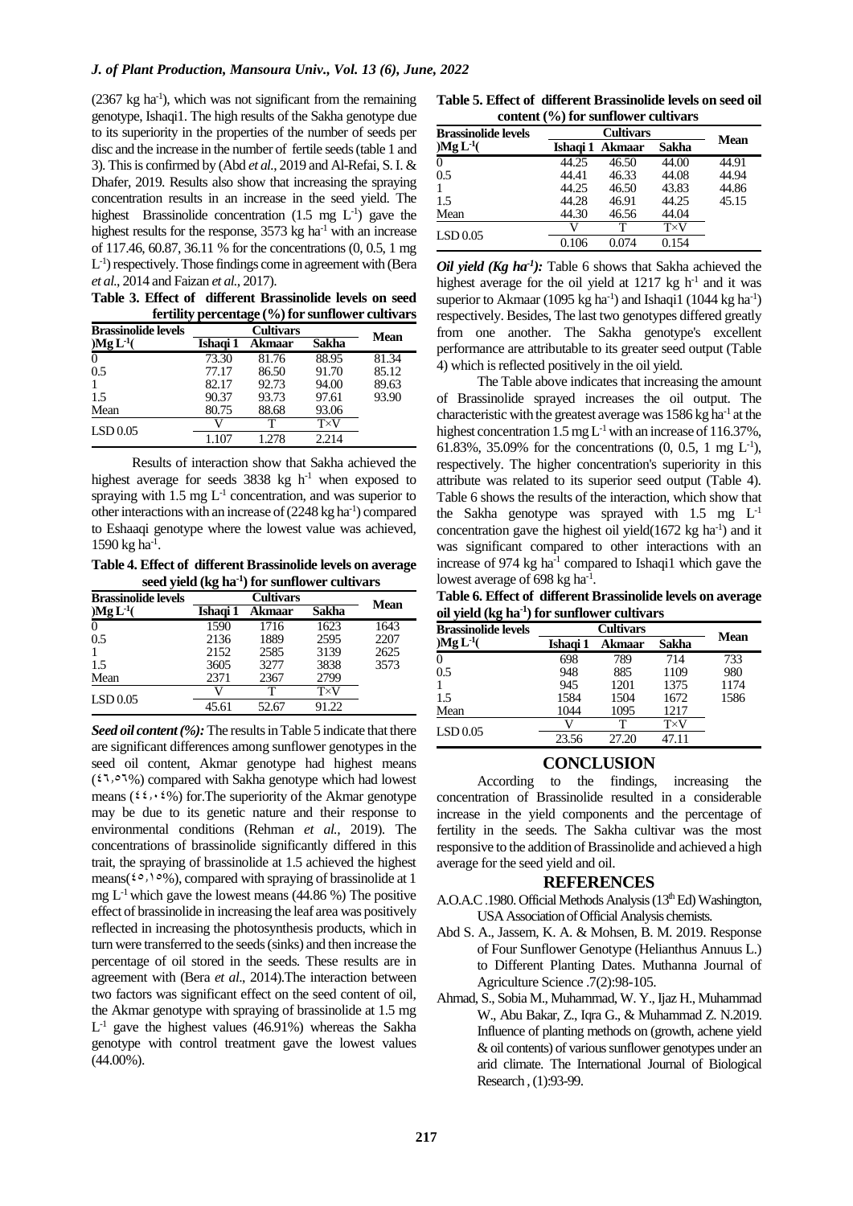(2367 kg ha$^{-1}$), which was not significant from the remaining genotype, Ishaqi1. The high results of the Sakha genotype due to its superiority in the properties of the number of seeds per disc and the increase in the number of fertile seeds (table 1 and 3). This is confirmed by (Abd *et al*., 2019 and Al-Refai, S. I. & Dhafer, 2019. Results also show that increasing the spraying concentration results in an increase in the seed yield. The highest Brassinolide concentration (1.5 mg L$^{-1}$) gave the highest results for the response, 3573 kg ha$^{-1}$ with an increase of 117.46, 60.87, 36.11 % for the concentrations (0, 0.5, 1 mg L$^{-1}$) respectively. Those findings come in agreement with (Bera *et al*., 2014 and Faizan *et al*., 2017).

**Table 3. Effect of different Brassinolide levels on seed fertility percentage (%) for sunflower cultivars**

| Brassinolide levels )Mg L$^{-1}$( | Cultivars | | | Mean |
|---|---|---|---|---|
| | Ishaqi 1 | Akmaar | Sakha | |
| 0 | 73.30 | 81.76 | 88.95 | 81.34 |
| 0.5 | 77.17 | 86.50 | 91.70 | 85.12 |
| 1 | 82.17 | 92.73 | 94.00 | 89.63 |
| 1.5 | 90.37 | 93.73 | 97.61 | 93.90 |
| Mean | 80.75 | 88.68 | 93.06 | |
| LSD 0.05 | V | T | T×V | |
| | 1.107 | 1.278 | 2.214 | |

Results of interaction show that Sakha achieved the highest average for seeds 3838 kg h$^{-1}$ when exposed to spraying with 1.5 mg L$^{-1}$ concentration, and was superior to other interactions with an increase of (2248 kg ha$^{-1}$) compared to Eshaaqi genotype where the lowest value was achieved, 1590 kg ha$^{-1}$.

**Table 4. Effect of different Brassinolide levels on average seed yield (kg ha$^{-1}$) for sunflower cultivars**

| Brassinolide levels )Mg L$^{-1}$( | Cultivars | | | Mean |
|---|---|---|---|---|
| | Ishaqi 1 | Akmaar | Sakha | |
| 0 | 1590 | 1716 | 1623 | 1643 |
| 0.5 | 2136 | 1889 | 2595 | 2207 |
| 1 | 2152 | 2585 | 3139 | 2625 |
| 1.5 | 3605 | 3277 | 3838 | 3573 |
| Mean | 2371 | 2367 | 2799 | |
| LSD 0.05 | V | T | T×V | |
| | 45.61 | 52.67 | 91.22 | |

***Seed oil content (%):*** The results in Table 5 indicate that there are significant differences among sunflower genotypes in the seed oil content, Akmar genotype had highest means (٤٦,٥٦%) compared with Sakha genotype which had lowest means (٤٤,٠٤%) for.The superiority of the Akmar genotype may be due to its genetic nature and their response to environmental conditions (Rehman *et al.*, 2019). The concentrations of brassinolide significantly differed in this trait, the spraying of brassinolide at 1.5 achieved the highest means(٤٥,١٥%), compared with spraying of brassinolide at 1 mg L$^{-1}$ which gave the lowest means (44.86 %) The positive effect of brassinolide in increasing the leaf area was positively reflected in increasing the photosynthesis products, which in turn were transferred to the seeds (sinks) and then increase the percentage of oil stored in the seeds. These results are in agreement with (Bera *et al*., 2014).The interaction between two factors was significant effect on the seed content of oil, the Akmar genotype with spraying of brassinolide at 1.5 mg L$^{-1}$ gave the highest values (46.91%) whereas the Sakha genotype with control treatment gave the lowest values (44.00%).

**Table 5. Effect of different Brassinolide levels on seed oil content (%) for sunflower cultivars**

| Brassinolide levels )Mg L$^{-1}$( | Cultivars | | | Mean |
|---|---|---|---|---|
| | Ishaqi 1 | Akmaar | Sakha | |
| 0 | 44.25 | 46.50 | 44.00 | 44.91 |
| 0.5 | 44.41 | 46.33 | 44.08 | 44.94 |
| 1 | 44.25 | 46.50 | 43.83 | 44.86 |
| 1.5 | 44.28 | 46.91 | 44.25 | 45.15 |
| Mean | 44.30 | 46.56 | 44.04 | |
| LSD 0.05 | V | T | T×V | |
| | 0.106 | 0.074 | 0.154 | |

***Oil yield (Kg ha$^{-1}$):*** Table 6 shows that Sakha achieved the highest average for the oil yield at 1217 kg h$^{-1}$ and it was superior to Akmaar (1095 kg ha$^{-1}$) and Ishaqi1 (1044 kg ha$^{-1}$) respectively. Besides, The last two genotypes differed greatly from one another. The Sakha genotype's excellent performance are attributable to its greater seed output (Table 4) which is reflected positively in the oil yield.

The Table above indicates that increasing the amount of Brassinolide sprayed increases the oil output. The characteristic with the greatest average was 1586 kg ha$^{-1}$ at the highest concentration 1.5 mg L$^{-1}$ with an increase of 116.37%, 61.83%, 35.09% for the concentrations (0, 0.5, 1 mg L$^{-1}$), respectively. The higher concentration's superiority in this attribute was related to its superior seed output (Table 4). Table 6 shows the results of the interaction, which show that the Sakha genotype was sprayed with 1.5 mg L$^{-1}$ concentration gave the highest oil yield(1672 kg ha$^{-1}$) and it was significant compared to other interactions with an increase of 974 kg ha$^{-1}$ compared to Ishaqi1 which gave the lowest average of 698 kg ha$^{-1}$.

**Table 6. Effect of different Brassinolide levels on average oil yield (kg ha$^{-1}$) for sunflower cultivars**

| Brassinolide levels )Mg L$^{-1}$( | Cultivars | | | Mean |
|---|---|---|---|---|
| | Ishaqi 1 | Akmaar | Sakha | |
| 0 | 698 | 789 | 714 | 733 |
| 0.5 | 948 | 885 | 1109 | 980 |
| 1 | 945 | 1201 | 1375 | 1174 |
| 1.5 | 1584 | 1504 | 1672 | 1586 |
| Mean | 1044 | 1095 | 1217 | |
| LSD 0.05 | V | T | T×V | |
| | 23.56 | 27.20 | 47.11 | |

## CONCLUSION

According to the findings, increasing the concentration of Brassinolide resulted in a considerable increase in the yield components and the percentage of fertility in the seeds. The Sakha cultivar was the most responsive to the addition of Brassinolide and achieved a high average for the seed yield and oil.

## REFERENCES

A.O.A.C .1980. Official Methods Analysis (13th Ed) Washington, USA Association of Official Analysis chemists.

Abd S. A., Jassem, K. A. & Mohsen, B. M. 2019. Response of Four Sunflower Genotype (Helianthus Annuus L.) to Different Planting Dates. Muthanna Journal of Agriculture Science .7(2):98-105.

Ahmad, S., Sobia M., Muhammad, W. Y., Ijaz H., Muhammad W., Abu Bakar, Z., Iqra G., & Muhammad Z. N.2019. Influence of planting methods on (growth, achene yield & oil contents) of various sunflower genotypes under an arid climate. The International Journal of Biological Research , (1):93-99.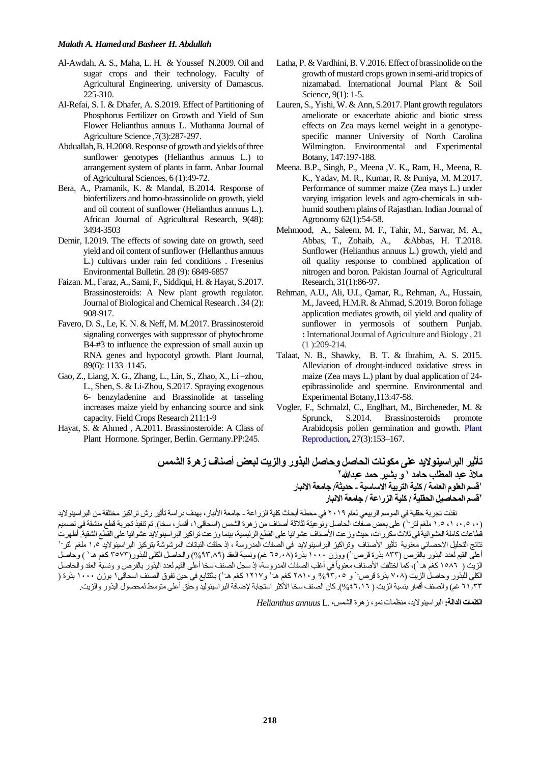- Al-Awdah, A. S., Maha, L. H. & Youssef N.2009. Oil and sugar crops and their technology. Faculty of Agricultural Engineering. university of Damascus. 225-310.
- Al-Refai, S. I. & Dhafer, A. S.2019. Effect of Partitioning of Phosphorus Fertilizer on Growth and Yield of Sun Flower Helianthus annuus L. Muthanna Journal of Agriculture Science ,7(3):287-297.
- Abduallah, B. H.2008. Response of growth and yields of three sunflower genotypes (Helianthus annuus L.) to arrangement system of plants in farm. Anbar Journal of Agricultural Sciences, 6 (1):49-72.
- Bera, A., Pramanik, K. & Mandal, B.2014. Response of biofertilizers and homo-brassinolide on growth, yield and oil content of sunflower (Helianthus annuus L.). African Journal of Agricultural Research, 9(48): 3494-3503
- Demir, I.2019. The effects of sowing date on growth, seed yield and oil content of sunflower (Hellanthus annuus L.) cultivars under rain fed conditions . Fresenius Environmental Bulletin. 28 (9): 6849-6857
- Faizan. M., Faraz, A., Sami, F., Siddiqui, H. & Hayat, S.2017. Brassinosteroids: A New plant growth regulator. Journal of Biological and Chemical Research . 34 (2): 908-917.
- Favero, D. S., Le, K. N. & Neff, M. M.2017. Brassinosteroid signaling converges with suppressor of phytochrome B4-#3 to influence the expression of small auxin up RNA genes and hypocotyl growth. Plant Journal, 89(6): 1133–1145.
- Gao, Z., Liang, X. G., Zhang, L., Lin, S., Zhao, X., Li –zhou, L., Shen, S. & Li-Zhou, S.2017. Spraying exogenous 6- benzyladenine and Brassinolide at tasseling increases maize yield by enhancing source and sink capacity. Field Crops Research 211:1-9
- Hayat, S. & Ahmed , A.2011. Brassinosteroide: A Class of Plant Hormone. Springer, Berlin. Germany.PP:245.
- Latha, P. & Vardhini, B. V.2016. Effect of brassinolide on the growth of mustard crops grown in semi-arid tropics of nizamabad. International Journal Plant & Soil Science, 9(1): 1-5.
- Lauren, S., Yishi, W. & Ann, S.2017. Plant growth regulators ameliorate or exacerbate abiotic and biotic stress effects on Zea mays kernel weight in a genotype-specific manner University of North Carolina Wilmington. Environmental and Experimental Botany, 147:197-188.
- Meena. B.P., Singh, P., Meena ,V. K., Ram, H., Meena, R. K., Yadav, M. R., Kumar, R. & Puniya, M. M.2017. Performance of summer maize (Zea mays L.) under varying irrigation levels and agro-chemicals in sub-humid southern plains of Rajasthan. Indian Journal of Agronomy 62(1):54-58.
- Mehmood, A., Saleem, M. F., Tahir, M., Sarwar, M. A., Abbas, T., Zohaib, A., &Abbas, H. T.2018. Sunflower (Helianthus annuus L.) growth, yield and oil quality response to combined application of nitrogen and boron. Pakistan Journal of Agricultural Research, 31(1):86-97.
- Rehman, A.U., Ali, U.I., Qamar, R., Rehman, A., Hussain, M., Javeed, H.M.R. & Ahmad, S.2019. Boron foliage application mediates growth, oil yield and quality of sunflower in yermosols of southern Punjab. **:** International Journal of Agriculture and Biology , 21 (1 ):209-214.
- Talaat, N. B., Shawky, B. T. & Ibrahim, A. S. 2015. Alleviation of drought-induced oxidative stress in maize (Zea mays L.) plant by dual application of 24-epibrassinolide and spermine. Environmental and Experimental Botany,113:47-58.
- Vogler, F., Schmalzl, C., Englhart, M., Bircheneder, M. & Sprunck, S.2014. Brassinosteroids promote Arabidopsis pollen germination and growth. Plant Reproduction**,** 27(3):153–167.

## تأثير البراسينولايد على مكونات الحاصل وحاصل البذور والزيت لبعض أصناف زهرة الشمس

**ملاذ عبد المطلب حامد [1] و بشير حمد عبدالله [2]**

**[1] قسم العلوم العامة / كلية التربية الاساسية - حديثة/ جامعة الانبار**

**[2] قسم المحاصيل الحقلية / كلية الزراعة / جامعة الانبار**

نفذت تجربة حقلية في الموسم الربيعي لعام ٢٠١٩ في محطة أبحاث كلية الزراعة - جامعة الأنبار، بهدف دراسة تأثير رش تراكيز مختلفة من البراسينولايد (٠، ٠,٥، ١، ١,٥ ملغم لتر-١) على بعض صفات الحاصل ونوعيته لثلاثة أصناف من زهرة الشمس (اسحاقي١، أقمار، سخا). تم تنفيذ تجربة قطع منشقة في تصميم قطاعات كاملة العشوائية في ثلاث مكررات، حيث وزعت الأصناف عشوائيا على القطع الرئيسية، بينما وزعت تراكيز البراسينولايد عشوائيا على القطع الشقية. أظهرت نتائج التحليل الاحصائي معنوية تأثير الأصناف وتراكيز البراسينولايد في الصفات المدروسة ، إذ حققت النباتات المرشوشة بتركيز البراسينولايد ١,٥ ملغم لتر-١ أعلى القيم لعدد البذور بالقرص (٨٣٣ بذرة قرص-١) ووزن ١٠٠٠ بذرة (٦٥,٠٨ غم) ونسبة العقد (٩٣,٨٩%) والحاصل الكلي للبذور(٣٥٧٣ كغم هـ-١ ) وحاصل الزيت ( ١٥٨٦ كغم هـ-١)، كما اختلفت الأصناف معنوياً في أغلب الصفات المدروسة، إذ سجل الصنف سخا أعلى القيم لعدد البذور بالقرص و نسبة العقد والحاصل الكلي للبذور وحاصل الزيت (٧٠٨ بذرة قرص-١ و ٩٣,٠٥% و ٢٨١٠ كغم هـ-١ و١٢١٧ كغم هـ-١) بالتتابع في حين تفوق الصنف اسحاقي١ بوزن ١٠٠٠ بذرة ( ٦١,٣٣ غم) والصنف أقمار بنسبة الزيت ( ٤٦,١٦%). كان الصنف سخا الأكثر استجابة لإضافة البراسينوليد وحقق أعلى متوسط لمحصول البذور والزيت.

**الكلمات الدالة:** البراسينولايد، منظمات نمو، زهرة الشمس، *Helianthus annuus* L.